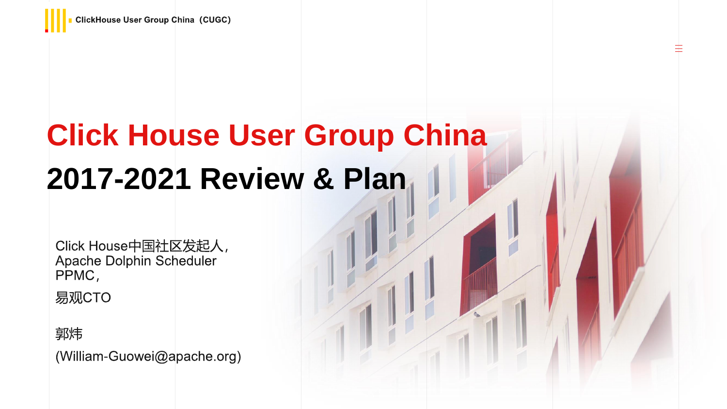ClickHouse User Group China（CUGC）

# Click House User Group China

## 2017-2021 Review & Plan

Click House中国社区发起人，
Apache Dolphin Scheduler PPMC，
易观CTO

郭炜
(William-Guowei@apache.org)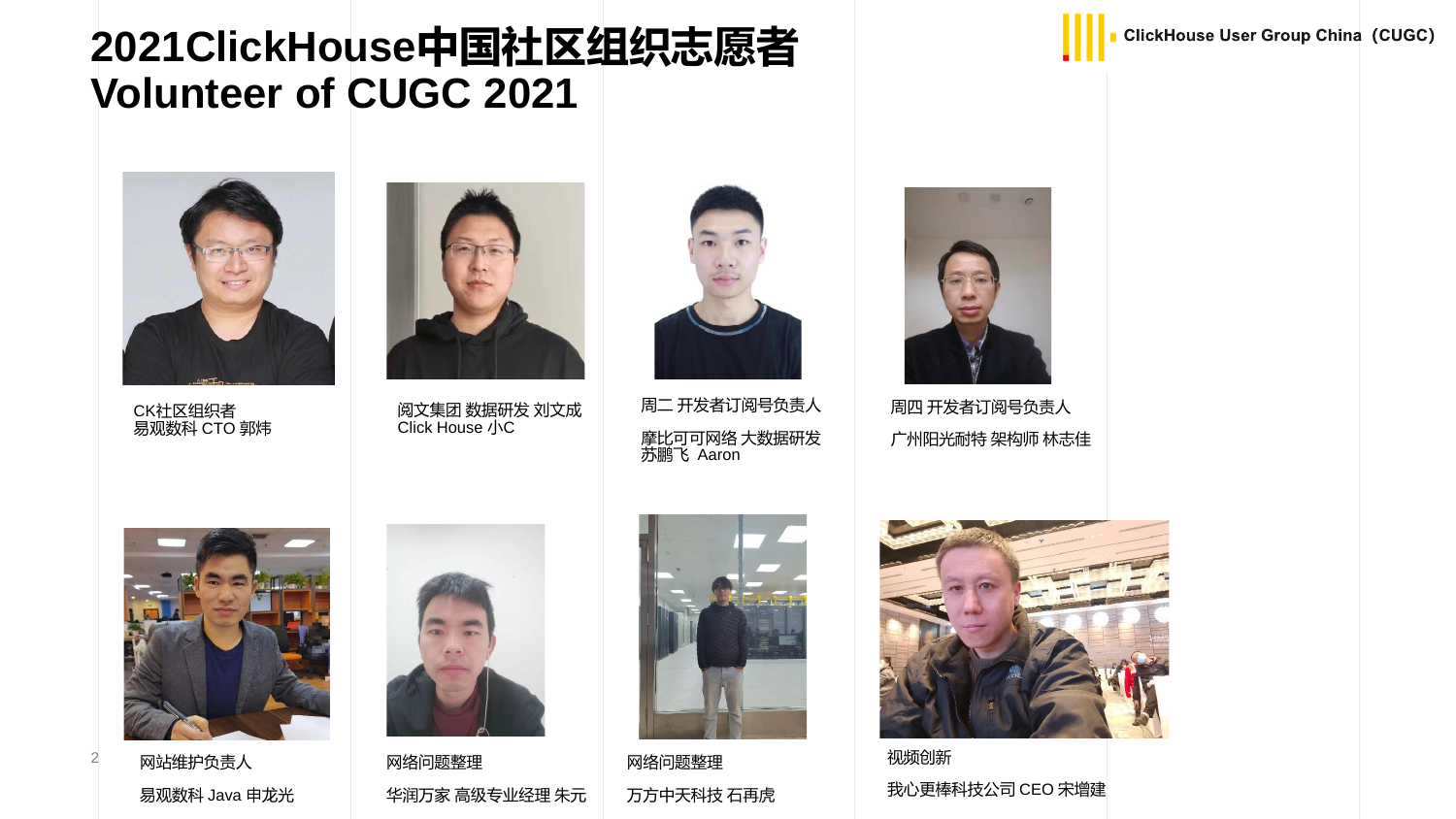# 2021ClickHouse中国社区组织志愿者
# Volunteer of CUGC 2021

ClickHouse User Group China（CUGC)

CK社区组织者
易观数科 CTO 郭炜

阅文集团 数据研发 刘文成
Click House 小C

周二 开发者订阅号负责人

摩比可可网络 大数据研发
苏鹏飞 Aaron

周四 开发者订阅号负责人

广州阳光耐特 架构师 林志佳

网站维护负责人

易观数科 Java 申龙光

网络问题整理

华润万家 高级专业经理 朱元

网络问题整理

万方中天科技 石再虎

视频创新

我心更棒科技公司 CEO 宋增建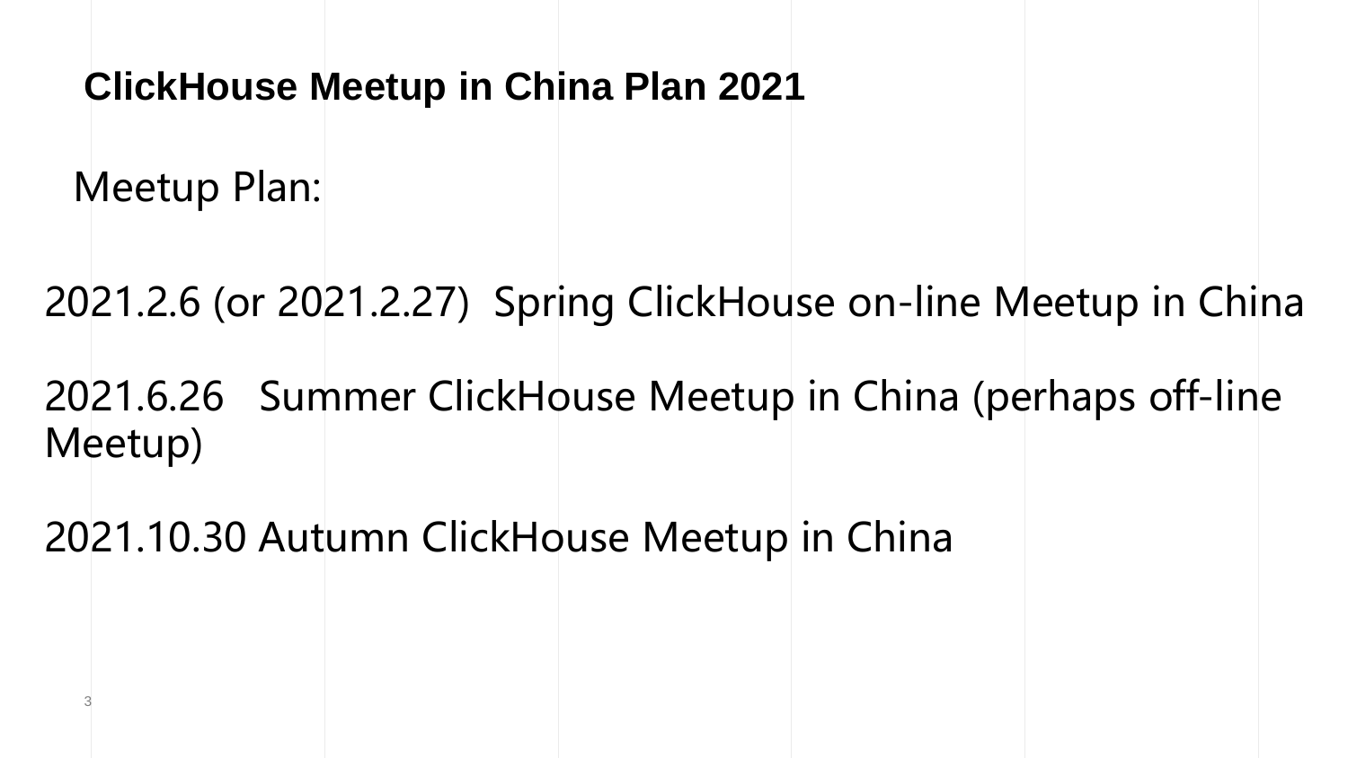# ClickHouse Meetup in China Plan 2021

Meetup Plan:

2021.2.6 (or 2021.2.27)  Spring ClickHouse on-line Meetup in China

2021.6.26   Summer ClickHouse Meetup in China (perhaps off-line Meetup)

2021.10.30 Autumn ClickHouse Meetup in China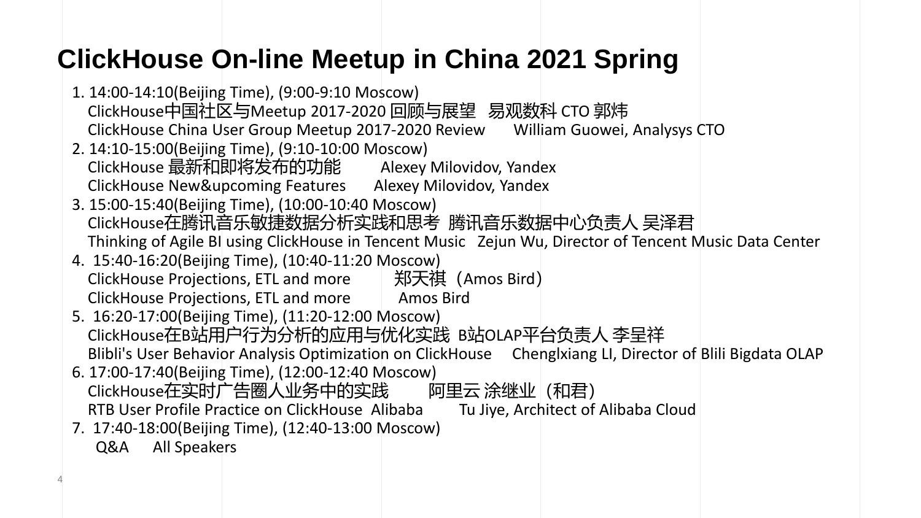# ClickHouse On-line Meetup in China 2021 Spring

1. 14:00-14:10(Beijing Time), (9:00-9:10 Moscow)
   ClickHouse中国社区与Meetup 2017-2020 回顾与展望   易观数科 CTO 郭炜
   ClickHouse China User Group Meetup 2017-2020 Review   William Guowei, Analysys CTO
2. 14:10-15:00(Beijing Time), (9:10-10:00 Moscow)
   ClickHouse 最新和即将发布的功能   Alexey Milovidov, Yandex
   ClickHouse New&upcoming Features   Alexey Milovidov, Yandex
3. 15:00-15:40(Beijing Time), (10:00-10:40 Moscow)
   ClickHouse在腾讯音乐敏捷数据分析实践和思考  腾讯音乐数据中心负责人 吴泽君
   Thinking of Agile BI using ClickHouse in Tencent Music   Zejun Wu, Director of Tencent Music Data Center
4. 15:40-16:20(Beijing Time), (10:40-11:20 Moscow)
   ClickHouse Projections, ETL and more   郑天祺（Amos Bird）
   ClickHouse Projections, ETL and more   Amos Bird
5. 16:20-17:00(Beijing Time), (11:20-12:00 Moscow)
   ClickHouse在B站用户行为分析的应用与优化实践  B站OLAP平台负责人 李呈祥
   Blibli's User Behavior Analysis Optimization on ClickHouse   Chenglxiang LI, Director of Blili Bigdata OLAP
6. 17:00-17:40(Beijing Time), (12:00-12:40 Moscow)
   ClickHouse在实时广告圈人业务中的实践   阿里云 涂继业（和君）
   RTB User Profile Practice on ClickHouse  Alibaba   Tu Jiye, Architect of Alibaba Cloud
7. 17:40-18:00(Beijing Time), (12:40-13:00 Moscow)
   Q&A   All Speakers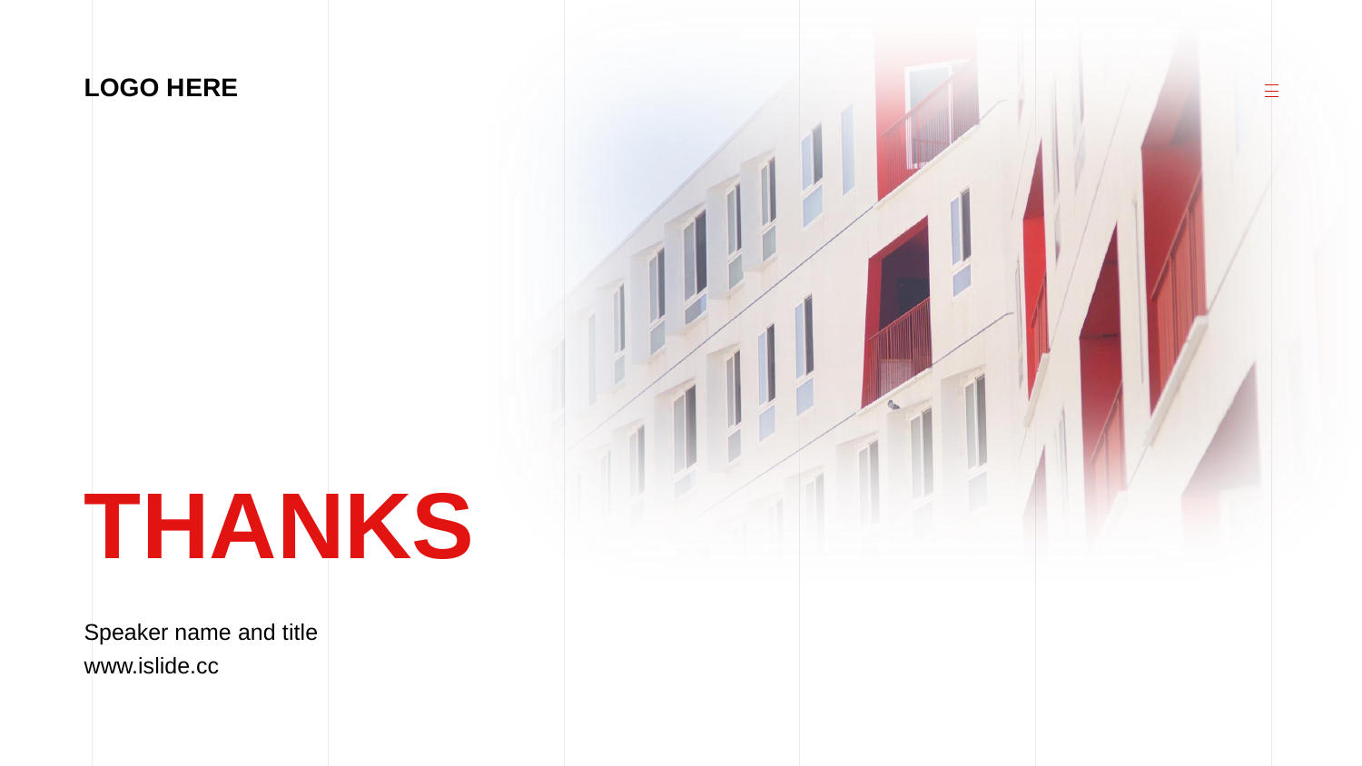LOGO HERE

# THANKS

Speaker name and title
www.islide.cc